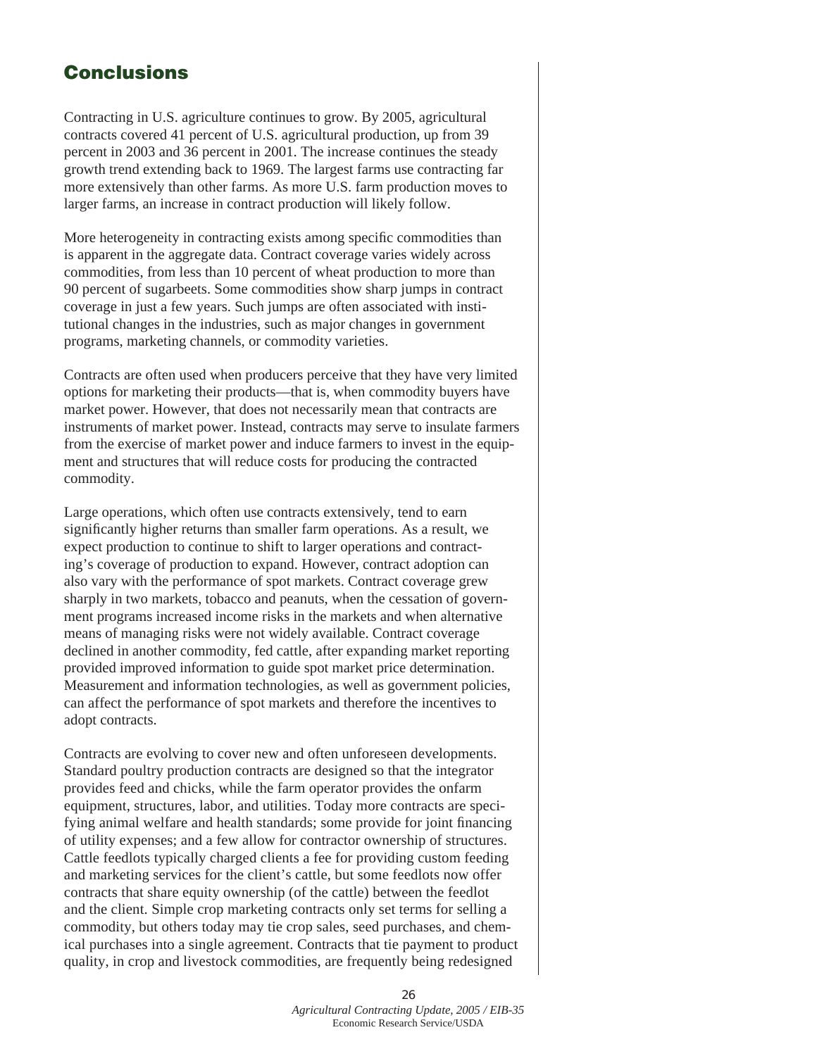# Conclusions

Contracting in U.S. agriculture continues to grow. By 2005, agricultural contracts covered 41 percent of U.S. agricultural production, up from 39 percent in 2003 and 36 percent in 2001. The increase continues the steady growth trend extending back to 1969. The largest farms use contracting far more extensively than other farms. As more U.S. farm production moves to larger farms, an increase in contract production will likely follow.

More heterogeneity in contracting exists among specific commodities than is apparent in the aggregate data. Contract coverage varies widely across commodities, from less than 10 percent of wheat production to more than 90 percent of sugarbeets. Some commodities show sharp jumps in contract coverage in just a few years. Such jumps are often associated with institutional changes in the industries, such as major changes in government programs, marketing channels, or commodity varieties.

Contracts are often used when producers perceive that they have very limited options for marketing their products—that is, when commodity buyers have market power. However, that does not necessarily mean that contracts are instruments of market power. Instead, contracts may serve to insulate farmers from the exercise of market power and induce farmers to invest in the equipment and structures that will reduce costs for producing the contracted commodity.

Large operations, which often use contracts extensively, tend to earn significantly higher returns than smaller farm operations. As a result, we expect production to continue to shift to larger operations and contracting's coverage of production to expand. However, contract adoption can also vary with the performance of spot markets. Contract coverage grew sharply in two markets, tobacco and peanuts, when the cessation of government programs increased income risks in the markets and when alternative means of managing risks were not widely available. Contract coverage declined in another commodity, fed cattle, after expanding market reporting provided improved information to guide spot market price determination. Measurement and information technologies, as well as government policies, can affect the performance of spot markets and therefore the incentives to adopt contracts.

Contracts are evolving to cover new and often unforeseen developments. Standard poultry production contracts are designed so that the integrator provides feed and chicks, while the farm operator provides the onfarm equipment, structures, labor, and utilities. Today more contracts are specifying animal welfare and health standards; some provide for joint financing of utility expenses; and a few allow for contractor ownership of structures. Cattle feedlots typically charged clients a fee for providing custom feeding and marketing services for the client's cattle, but some feedlots now offer contracts that share equity ownership (of the cattle) between the feedlot and the client. Simple crop marketing contracts only set terms for selling a commodity, but others today may tie crop sales, seed purchases, and chemical purchases into a single agreement. Contracts that tie payment to product quality, in crop and livestock commodities, are frequently being redesigned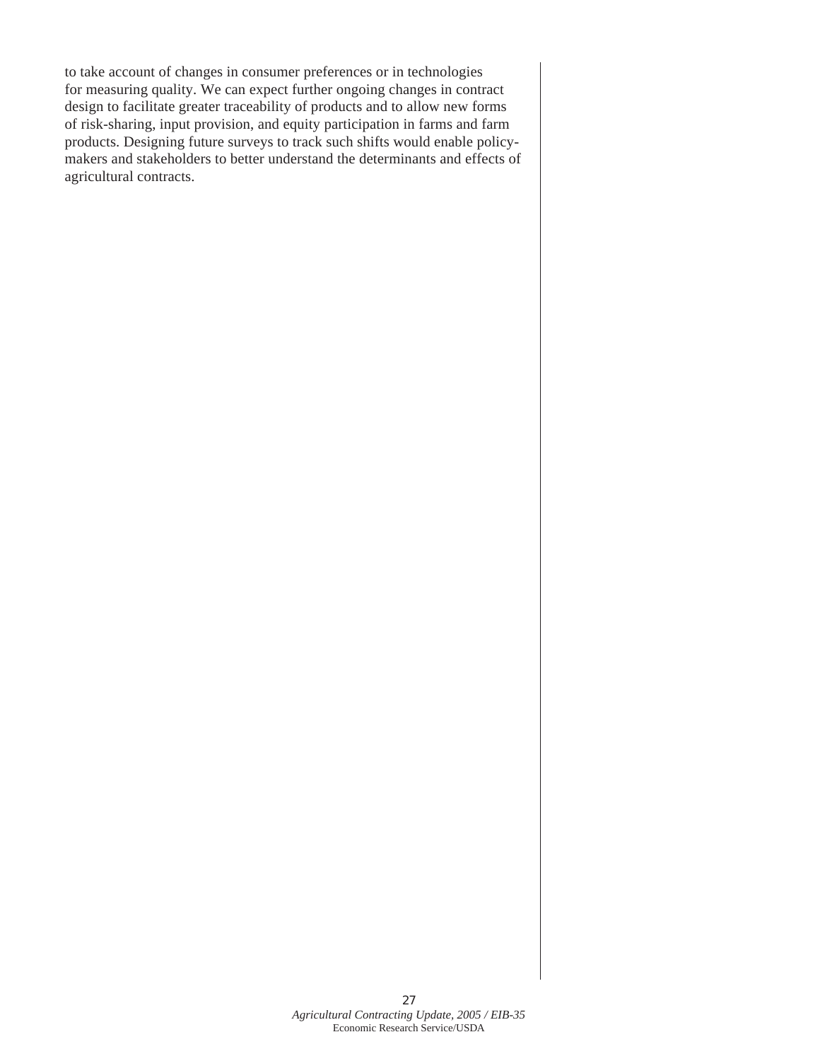to take account of changes in consumer preferences or in technologies for measuring quality. We can expect further ongoing changes in contract design to facilitate greater traceability of products and to allow new forms of risk-sharing, input provision, and equity participation in farms and farm products. Designing future surveys to track such shifts would enable policymakers and stakeholders to better understand the determinants and effects of agricultural contracts.